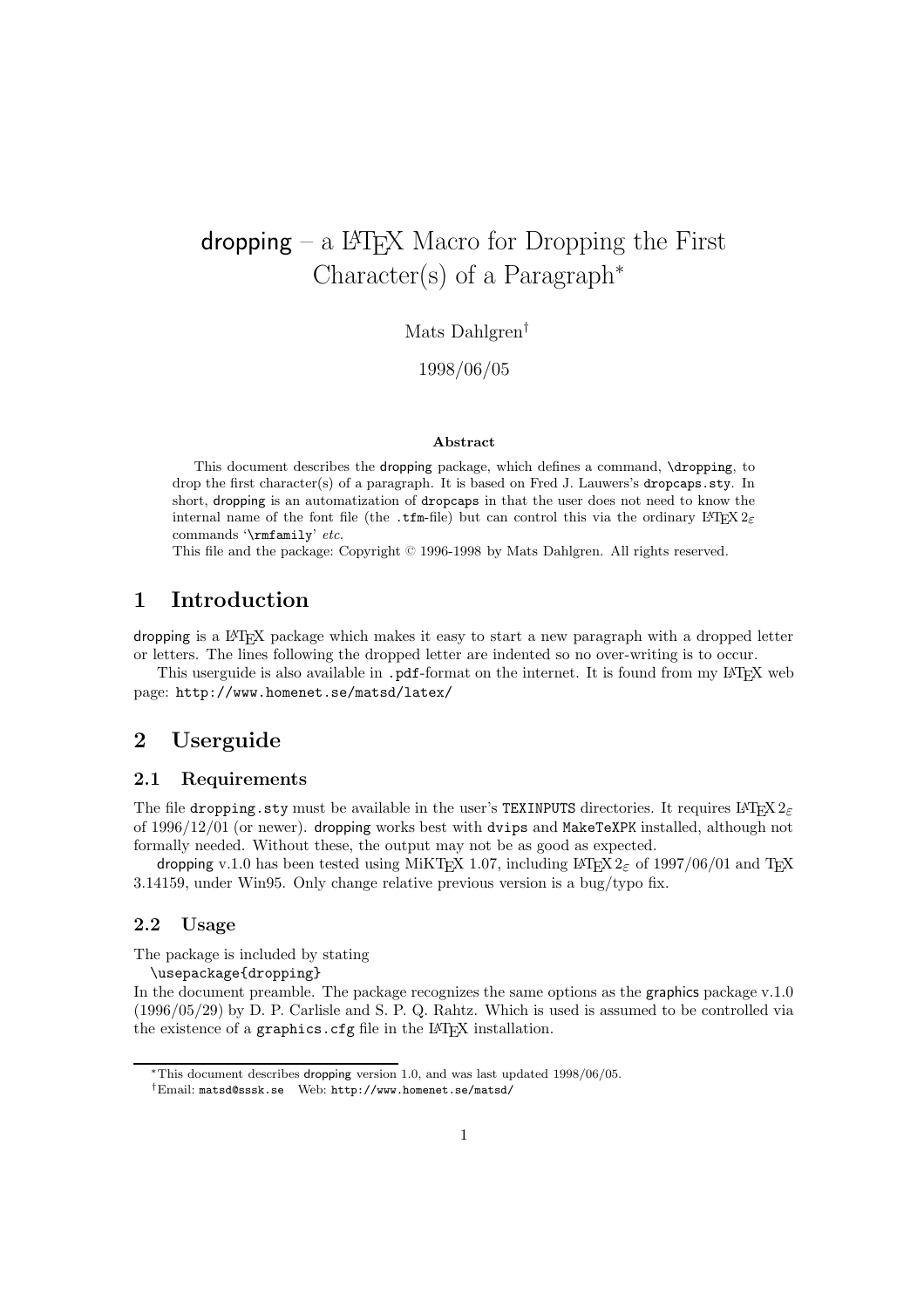# dropping – a LaTeX Macro for Dropping the First Character(s) of a Paragraph[*]

Mats Dahlgren[†]

1998/06/05

**Abstract**

This document describes the dropping package, which defines a command, `\dropping`, to drop the first character(s) of a paragraph. It is based on Fred J. Lauwers's `dropcaps.sty`. In short, dropping is an automatization of `dropcaps` in that the user does not need to know the internal name of the font file (the `.tfm`-file) but can control this via the ordinary LaTeX $2_\varepsilon$ commands '`\rmfamily`' *etc.*
This file and the package: Copyright © 1996-1998 by Mats Dahlgren. All rights reserved.

## 1 Introduction

dropping is a LaTeX package which makes it easy to start a new paragraph with a dropped letter or letters. The lines following the dropped letter are indented so no over-writing is to occur.

This userguide is also available in `.pdf`-format on the internet. It is found from my LaTeX web page: `http://www.homenet.se/matsd/latex/`

## 2 Userguide

### 2.1 Requirements

The file `dropping.sty` must be available in the user's `TEXINPUTS` directories. It requires LaTeX $2_\varepsilon$ of 1996/12/01 (or newer). dropping works best with `dvips` and `MakeTeXPK` installed, although not formally needed. Without these, the output may not be as good as expected.

dropping v.1.0 has been tested using MiKTeX 1.07, including LaTeX $2_\varepsilon$ of 1997/06/01 and TeX 3.14159, under Win95. Only change relative previous version is a bug/typo fix.

### 2.2 Usage

The package is included by stating

```
\usepackage{dropping}
```

In the document preamble. The package recognizes the same options as the graphics package v.1.0 (1996/05/29) by D. P. Carlisle and S. P. Q. Rahtz. Which is used is assumed to be controlled via the existence of a `graphics.cfg` file in the LaTeX installation.

---

[*] This document describes dropping version 1.0, and was last updated 1998/06/05.

[†] Email: `matsd@sssk.se` Web: `http://www.homenet.se/matsd/`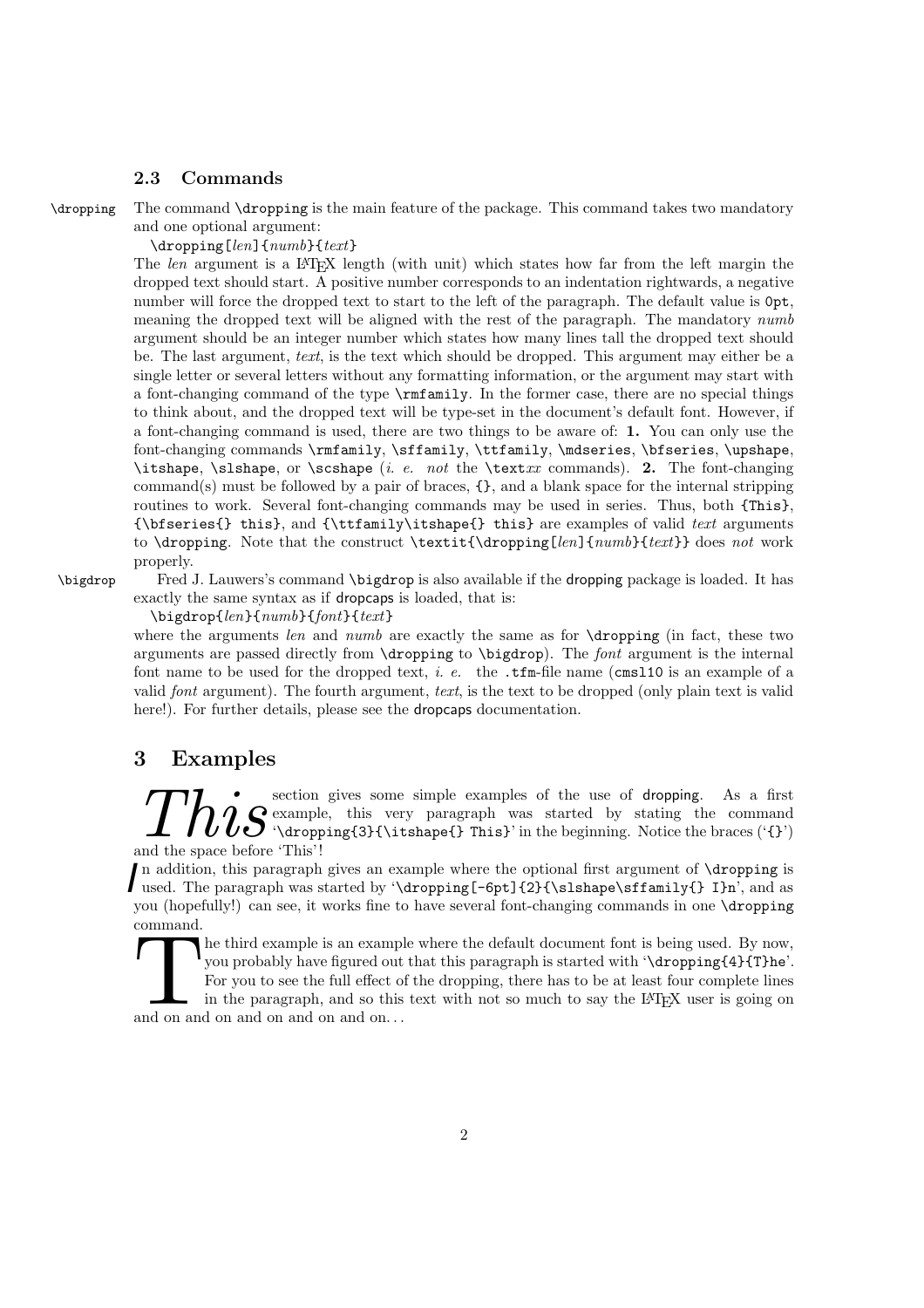### 2.3 Commands

`\dropping` The command `\dropping` is the main feature of the package. This command takes two mandatory and one optional argument:

`\dropping[`*len*`]{`*numb*`}{`*text*`}`

The *len* argument is a LaTeX length (with unit) which states how far from the left margin the dropped text should start. A positive number corresponds to an indentation rightwards, a negative number will force the dropped text to start to the left of the paragraph. The default value is `0pt`, meaning the dropped text will be aligned with the rest of the paragraph. The mandatory *numb* argument should be an integer number which states how many lines tall the dropped text should be. The last argument, *text*, is the text which should be dropped. This argument may either be a single letter or several letters without any formatting information, or the argument may start with a font-changing command of the type `\rmfamily`. In the former case, there are no special things to think about, and the dropped text will be type-set in the document's default font. However, if a font-changing command is used, there are two things to be aware of: **1.** You can only use the font-changing commands `\rmfamily`, `\sffamily`, `\ttfamily`, `\mdseries`, `\bfseries`, `\upshape`, `\itshape`, `\slshape`, or `\scshape` (*i. e. not* the `\text`*xx* commands). **2.** The font-changing command(s) must be followed by a pair of braces, `{}`, and a blank space for the internal stripping routines to work. Several font-changing commands may be used in series. Thus, both `{This}`, `{\bfseries{} this}`, and `{\ttfamily\itshape{} this}` are examples of valid *text* arguments to `\dropping`. Note that the construct `\textit{\dropping[`*len*`]{`*numb*`}{`*text*`}}` does *not* work properly.

`\bigdrop` Fred J. Lauwers's command `\bigdrop` is also available if the dropping package is loaded. It has exactly the same syntax as if dropcaps is loaded, that is:

`\bigdrop{`*len*`}{`*numb*`}{`*font*`}{`*text*`}`

where the arguments *len* and *numb* are exactly the same as for `\dropping` (in fact, these two arguments are passed directly from `\dropping` to `\bigdrop`). The *font* argument is the internal font name to be used for the dropped text, *i. e.* the `.tfm`-file name (`cmsl10` is an example of a valid *font* argument). The fourth argument, *text*, is the text to be dropped (only plain text is valid here!). For further details, please see the dropcaps documentation.

## 3 Examples

*This* section gives some simple examples of the use of dropping. As a first example, this very paragraph was started by stating the command '`\dropping{3}{\itshape{} This}`' in the beginning. Notice the braces ('`{}`') and the space before 'This'!

*I*n addition, this paragraph gives an example where the optional first argument of `\dropping` is used. The paragraph was started by '`\dropping[-6pt]{2}{\slshape\sffamily{} I}n`', and as you (hopefully!) can see, it works fine to have several font-changing commands in one `\dropping` command.

The third example is an example where the default document font is being used. By now, you probably have figured out that this paragraph is started with '`\dropping{4}{T}he`'. For you to see the full effect of the dropping, there has to be at least four complete lines in the paragraph, and so this text with not so much to say the LaTeX user is going on and on and on and on and on and on...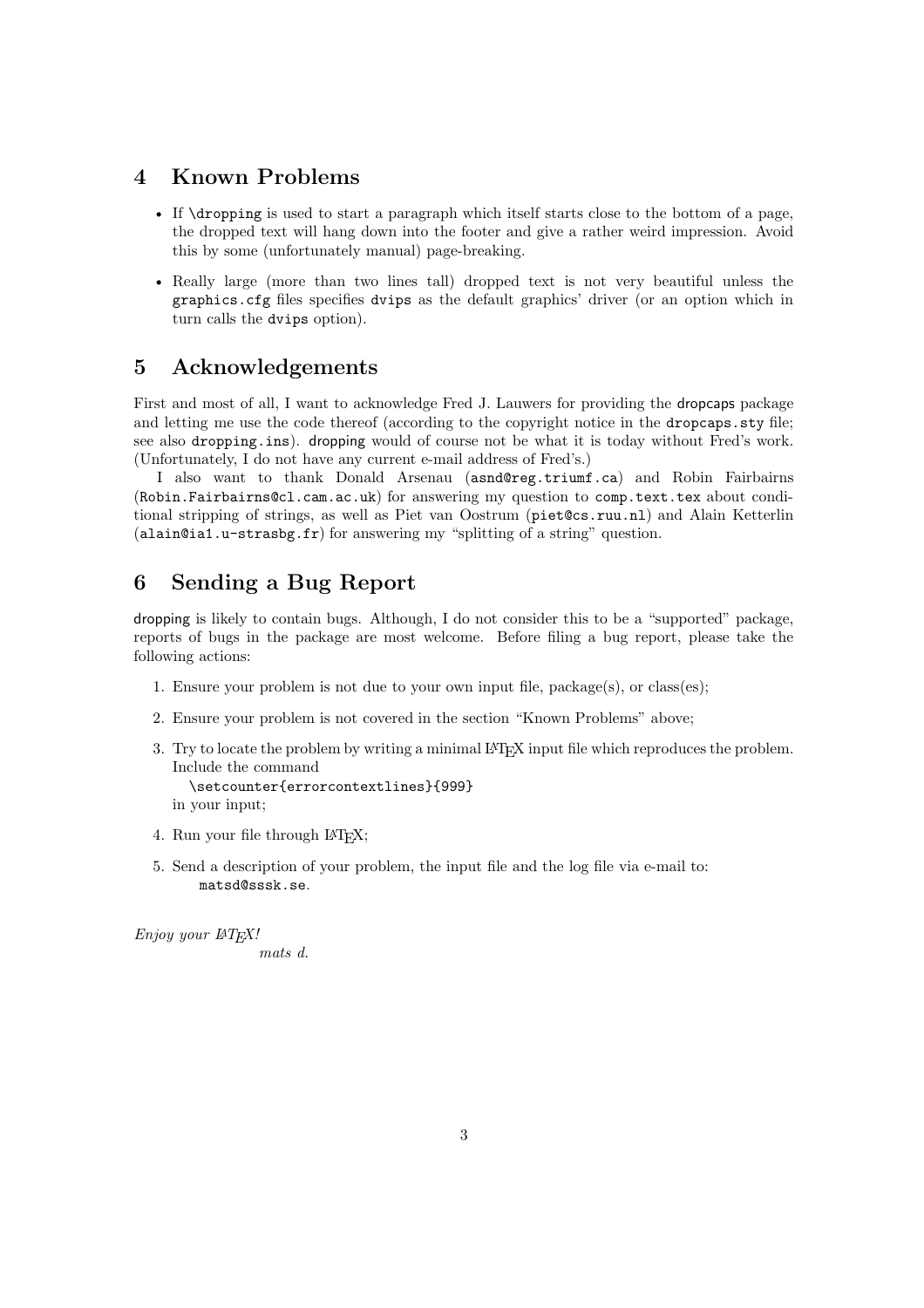## 4 Known Problems

- If `\dropping` is used to start a paragraph which itself starts close to the bottom of a page, the dropped text will hang down into the footer and give a rather weird impression. Avoid this by some (unfortunately manual) page-breaking.
- Really large (more than two lines tall) dropped text is not very beautiful unless the `graphics.cfg` files specifies `dvips` as the default graphics' driver (or an option which in turn calls the `dvips` option).

## 5 Acknowledgements

First and most of all, I want to acknowledge Fred J. Lauwers for providing the dropcaps package and letting me use the code thereof (according to the copyright notice in the `dropcaps.sty` file; see also `dropping.ins`). dropping would of course not be what it is today without Fred's work. (Unfortunately, I do not have any current e-mail address of Fred's.)

I also want to thank Donald Arsenau (`asnd@reg.triumf.ca`) and Robin Fairbairns (`Robin.Fairbairns@cl.cam.ac.uk`) for answering my question to `comp.text.tex` about conditional stripping of strings, as well as Piet van Oostrum (`piet@cs.ruu.nl`) and Alain Ketterlin (`alain@ia1.u-strasbg.fr`) for answering my "splitting of a string" question.

## 6 Sending a Bug Report

dropping is likely to contain bugs. Although, I do not consider this to be a "supported" package, reports of bugs in the package are most welcome. Before filing a bug report, please take the following actions:

1. Ensure your problem is not due to your own input file, package(s), or class(es);
2. Ensure your problem is not covered in the section "Known Problems" above;
3. Try to locate the problem by writing a minimal LaTeX input file which reproduces the problem. Include the command
   `\setcounter{errorcontextlines}{999}`
   in your input;
4. Run your file through LaTeX;
5. Send a description of your problem, the input file and the log file via e-mail to:
   `matsd@sssk.se`.

*Enjoy your LaTeX!*

*mats d.*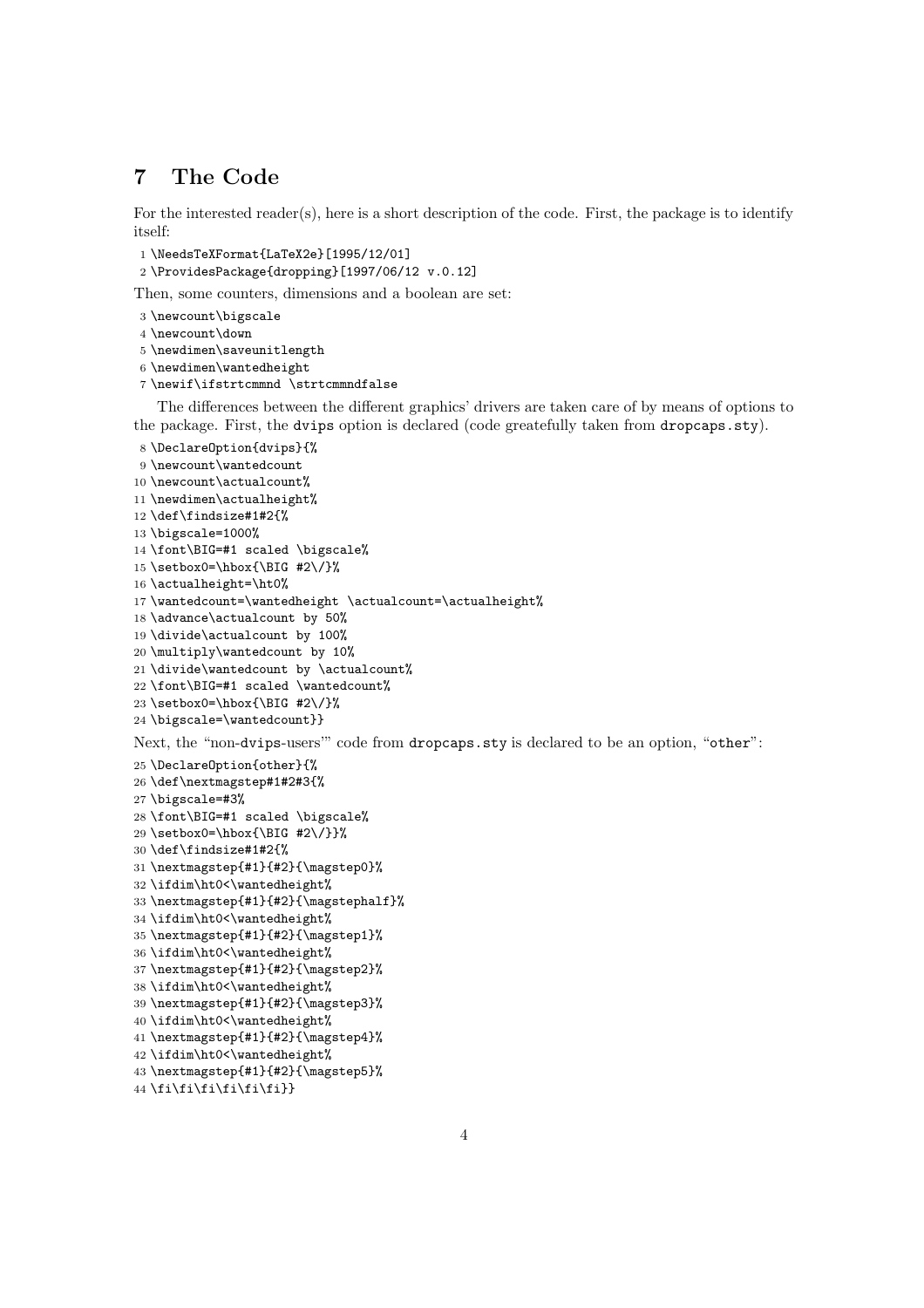## 7 The Code

For the interested reader(s), here is a short description of the code. First, the package is to identify itself:

```
1 \NeedsTeXFormat{LaTeX2e}[1995/12/01]
2 \ProvidesPackage{dropping}[1997/06/12 v.0.12]
```

Then, some counters, dimensions and a boolean are set:

```
3 \newcount\bigscale
4 \newcount\down
5 \newdimen\saveunitlength
6 \newdimen\wantedheight
7 \newif\ifstrtcmmnd \strtcmmndfalse
```

The differences between the different graphics' drivers are taken care of by means of options to the package. First, the `dvips` option is declared (code greatefully taken from `dropcaps.sty`).

```
8 \DeclareOption{dvips}{%
9 \newcount\wantedcount
10 \newcount\actualcount%
11 \newdimen\actualheight%
12 \def\findsize#1#2{%
13 \bigscale=1000%
14 \font\BIG=#1 scaled \bigscale%
15 \setbox0=\hbox{\BIG #2\/}%
16 \actualheight=\ht0%
17 \wantedcount=\wantedheight \actualcount=\actualheight%
18 \advance\actualcount by 50%
19 \divide\actualcount by 100%
20 \multiply\wantedcount by 10%
21 \divide\wantedcount by \actualcount%
22 \font\BIG=#1 scaled \wantedcount%
23 \setbox0=\hbox{\BIG #2\/}%
24 \bigscale=\wantedcount}}
```

Next, the "non-`dvips`-users'" code from `dropcaps.sty` is declared to be an option, "`other`":

```
25 \DeclareOption{other}{%
26 \def\nextmagstep#1#2#3{%
27 \bigscale=#3%
28 \font\BIG=#1 scaled \bigscale%
29 \setbox0=\hbox{\BIG #2\/}}%
30 \def\findsize#1#2{%
31 \nextmagstep{#1}{#2}{\magstep0}%
32 \ifdim\ht0<\wantedheight%
33 \nextmagstep{#1}{#2}{\magstephalf}%
34 \ifdim\ht0<\wantedheight%
35 \nextmagstep{#1}{#2}{\magstep1}%
36 \ifdim\ht0<\wantedheight%
37 \nextmagstep{#1}{#2}{\magstep2}%
38 \ifdim\ht0<\wantedheight%
39 \nextmagstep{#1}{#2}{\magstep3}%
40 \ifdim\ht0<\wantedheight%
41 \nextmagstep{#1}{#2}{\magstep4}%
42 \ifdim\ht0<\wantedheight%
43 \nextmagstep{#1}{#2}{\magstep5}%
44 \fi\fi\fi\fi\fi\fi}}
```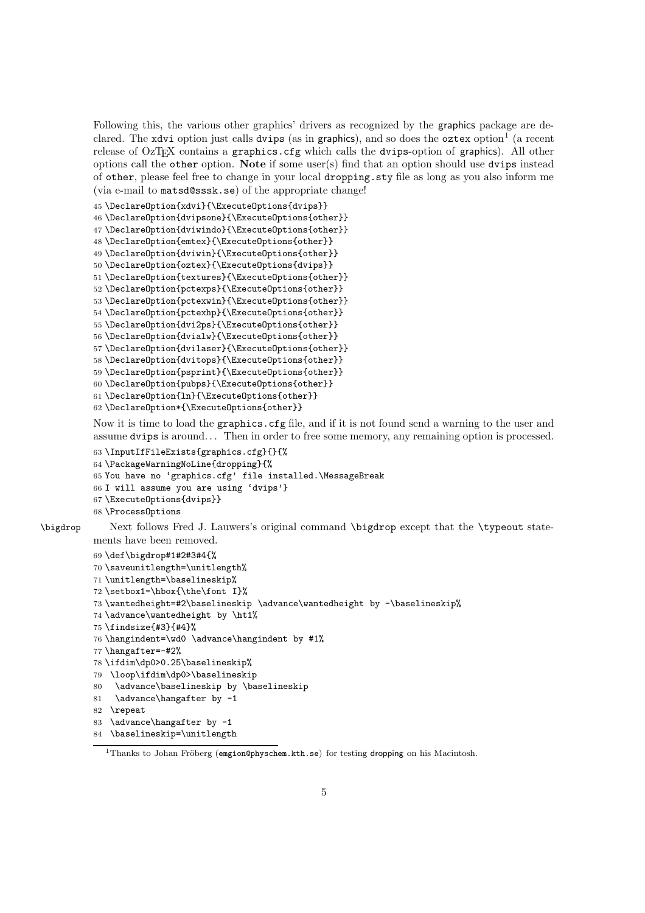Following this, the various other graphics' drivers as recognized by the graphics package are declared. The xdvi option just calls dvips (as in graphics), and so does the oztex option[1] (a recent release of OzTEX contains a graphics.cfg which calls the dvips-option of graphics). All other options call the other option. **Note** if some user(s) find that an option should use dvips instead of other, please feel free to change in your local dropping.sty file as long as you also inform me (via e-mail to matsd@sssk.se) of the appropriate change!

```
45 \DeclareOption{xdvi}{\ExecuteOptions{dvips}}
46 \DeclareOption{dvipsone}{\ExecuteOptions{other}}
47 \DeclareOption{dviwindo}{\ExecuteOptions{other}}
48 \DeclareOption{emtex}{\ExecuteOptions{other}}
49 \DeclareOption{dviwin}{\ExecuteOptions{other}}
50 \DeclareOption{oztex}{\ExecuteOptions{dvips}}
51 \DeclareOption{textures}{\ExecuteOptions{other}}
52 \DeclareOption{pctexps}{\ExecuteOptions{other}}
53 \DeclareOption{pctexwin}{\ExecuteOptions{other}}
54 \DeclareOption{pctexhp}{\ExecuteOptions{other}}
55 \DeclareOption{dvi2ps}{\ExecuteOptions{other}}
56 \DeclareOption{dvialw}{\ExecuteOptions{other}}
57 \DeclareOption{dvilaser}{\ExecuteOptions{other}}
58 \DeclareOption{dvitops}{\ExecuteOptions{other}}
59 \DeclareOption{psprint}{\ExecuteOptions{other}}
60 \DeclareOption{pubps}{\ExecuteOptions{other}}
61 \DeclareOption{ln}{\ExecuteOptions{other}}
62 \DeclareOption*{\ExecuteOptions{other}}
```

Now it is time to load the graphics.cfg file, and if it is not found send a warning to the user and assume dvips is around... Then in order to free some memory, any remaining option is processed.

```
63 \InputIfFileExists{graphics.cfg}{}{%
64 \PackageWarningNoLine{dropping}{%
65 You have no 'graphics.cfg' file installed.\MessageBreak
66 I will assume you are using 'dvips'}
67 \ExecuteOptions{dvips}}
68 \ProcessOptions
```

\bigdrop Next follows Fred J. Lauwers's original command \bigdrop except that the \typeout statements have been removed.

```
69 \def\bigdrop#1#2#3#4{%
70 \saveunitlength=\unitlength%
71 \unitlength=\baselineskip%
72 \setbox1=\hbox{\the\font I}%
73 \wantedheight=#2\baselineskip \advance\wantedheight by -\baselineskip%
74 \advance\wantedheight by \ht1%
75 \findsize{#3}{#4}%
76 \hangindent=\wd0 \advance\hangindent by #1%
77 \hangafter=-#2%
78 \ifdim\dp0>0.25\baselineskip%
79  \loop\ifdim\dp0>\baselineskip
80   \advance\baselineskip by \baselineskip
81   \advance\hangafter by -1
82  \repeat
83  \advance\hangafter by -1
84  \baselineskip=\unitlength
```

[1] Thanks to Johan Fröberg (emgion@physchem.kth.se) for testing dropping on his Macintosh.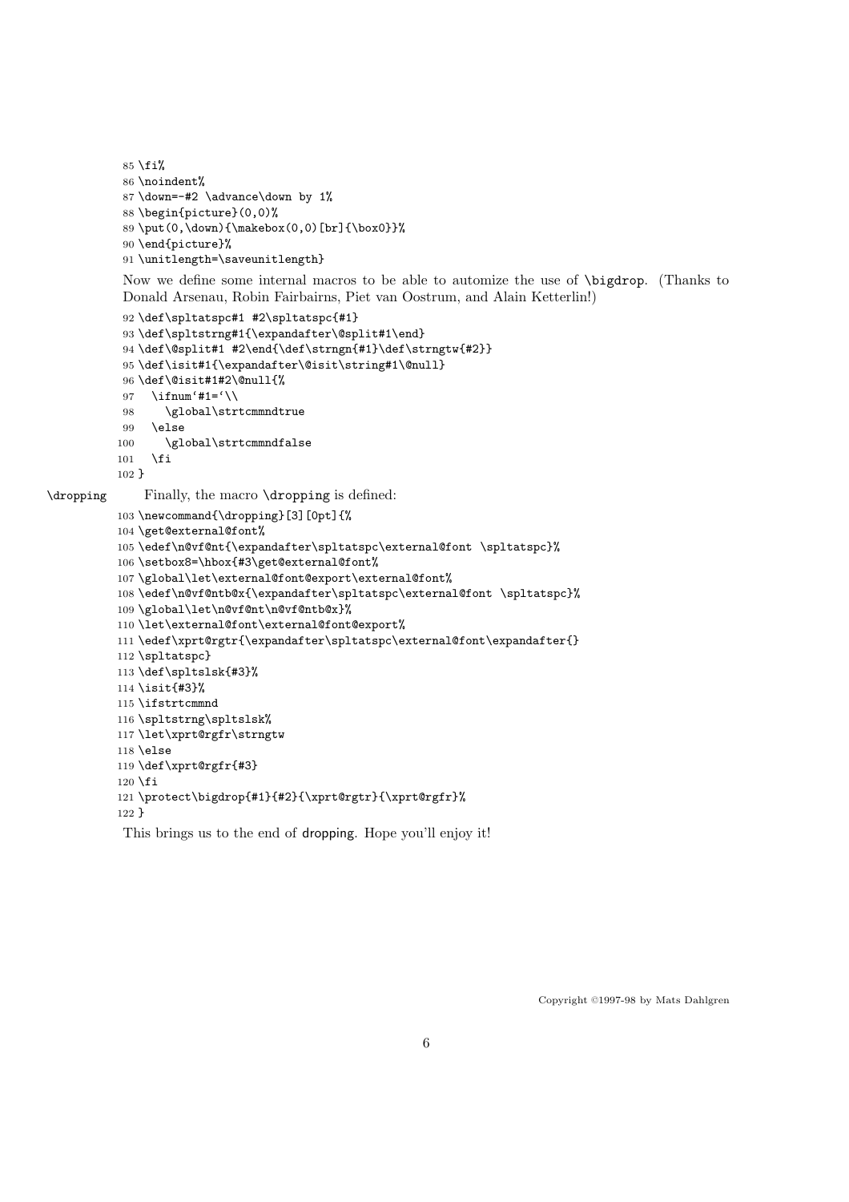```
85 \fi%
86 \noindent%
87 \down=-#2 \advance\down by 1%
88 \begin{picture}(0,0)%
89 \put(0,\down){\makebox(0,0)[br]{\box0}}%
90 \end{picture}%
91 \unitlength=\saveunitlength}
```

Now we define some internal macros to be able to automize the use of `\bigdrop`. (Thanks to Donald Arsenau, Robin Fairbairns, Piet van Oostrum, and Alain Ketterlin!)

```
92 \def\spltatspc#1 #2\spltatspc{#1}
93 \def\spltstrng#1{\expandafter\@split#1\end}
94 \def\@split#1 #2\end{\def\strngn{#1}\def\strngtw{#2}}
95 \def\isit#1{\expandafter\@isit\string#1\@null}
96 \def\@isit#1#2\@null{%
97   \ifnum`#1=`\\
98     \global\strtcmmndtrue
99   \else
100    \global\strtcmmndfalse
101  \fi
102 }
```

`\dropping` Finally, the macro `\dropping` is defined:

```
103 \newcommand{\dropping}[3][0pt]{%
104 \get@external@font%
105 \edef\n@vf@nt{\expandafter\spltatspc\external@font \spltatspc}%
106 \setbox8=\hbox{#3\get@external@font%
107 \global\let\external@font@export\external@font%
108 \edef\n@vf@ntb@x{\expandafter\spltatspc\external@font \spltatspc}%
109 \global\let\n@vf@nt\n@vf@ntb@x}%
110 \let\external@font\external@font@export%
111 \edef\xprt@rgtr{\expandafter\spltatspc\external@font\expandafter{}
112 \spltatspc}
113 \def\spltslsk{#3}%
114 \isit{#3}%
115 \ifstrtcmmnd
116 \spltstrng\spltslsk%
117 \let\xprt@rgfr\strngtw
118 \else
119 \def\xprt@rgfr{#3}
120 \fi
121 \protect\bigdrop{#1}{#2}{\xprt@rgtr}{\xprt@rgfr}%
122 }
```

This brings us to the end of dropping. Hope you'll enjoy it!

Copyright ©1997-98 by Mats Dahlgren